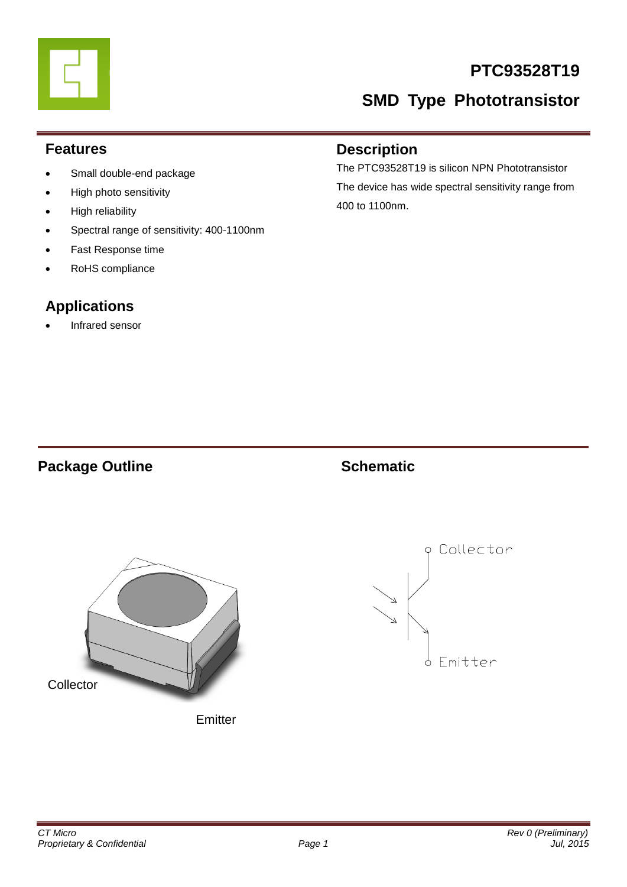# PTC93528T19

## SMD Type Phototransistor

### Features

- Small double-end package
- High photo sensitivity
- High reliability
- Spectral range of sensitivity: 400-1100nm
- Fast Response time
- RoHS compliance

### Applications

- Infrared sensor

### Description

The PTC93528T19 is silicon NPN Phototransistor

The device has wide spectral sensitivity range from 400 to 1100nm.

### Package Outline

Collector

Emitter

### Schematic

Collector

Emitter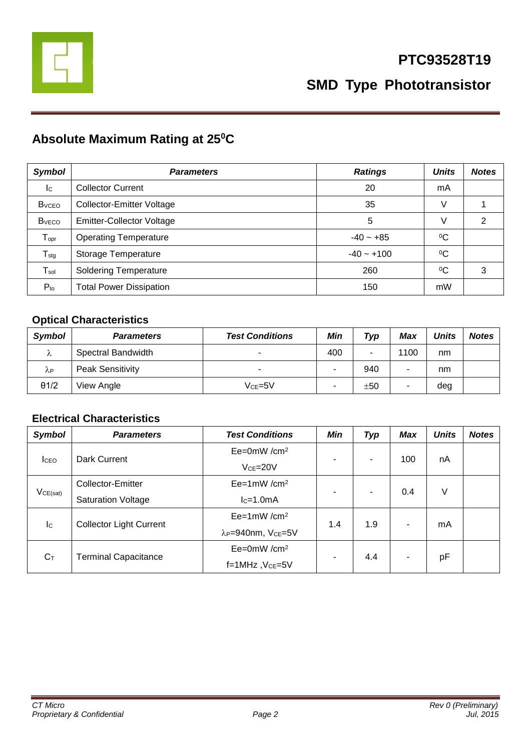# PTC93528T19

## SMD Type Phototransistor

## Absolute Maximum Rating at 25⁰C

| Symbol | Parameters | Ratings | Units | Notes |
|---|---|---|---|---|
| $I_C$ | Collector Current | 20 | mA | |
| $B_{VCEO}$ | Collector-Emitter Voltage | 35 | V | 1 |
| $B_{VECO}$ | Emitter-Collector Voltage | 5 | V | 2 |
| $T_{opr}$ | Operating Temperature | -40 ~ +85 | ⁰C | |
| $T_{stg}$ | Storage Temperature | -40 ~ +100 | ⁰C | |
| $T_{sol}$ | Soldering Temperature | 260 | ⁰C | 3 |
| $P_{to}$ | Total Power Dissipation | 150 | mW | |

### Optical Characteristics

| Symbol | Parameters | Test Conditions | Min | Typ | Max | Units | Notes |
|---|---|---|---|---|---|---|---|
| $\lambda$ | Spectral Bandwidth | - | 400 | - | 1100 | nm | |
| $\lambda_P$ | Peak Sensitivity | - | - | 940 | - | nm | |
| θ1/2 | View Angle | $V_{CE}$=5V | - | ±50 | - | deg | |

### Electrical Characteristics

| Symbol | Parameters | Test Conditions | Min | Typ | Max | Units | Notes |
|---|---|---|---|---|---|---|---|
| $I_{CEO}$ | Dark Current | Ee=0mW /cm² $V_{CE}$=20V | - | - | 100 | nA | |
| $V_{CE(sat)}$ | Collector-Emitter Saturation Voltage | Ee=1mW /cm² $I_C$=1.0mA | - | - | 0.4 | V | |
| $I_C$ | Collector Light Current | Ee=1mW /cm² $\lambda_P$=940nm, $V_{CE}$=5V | 1.4 | 1.9 | - | mA | |
| $C_T$ | Terminal Capacitance | Ee=0mW /cm² f=1MHz ,$V_{CE}$=5V | - | 4.4 | - | pF | |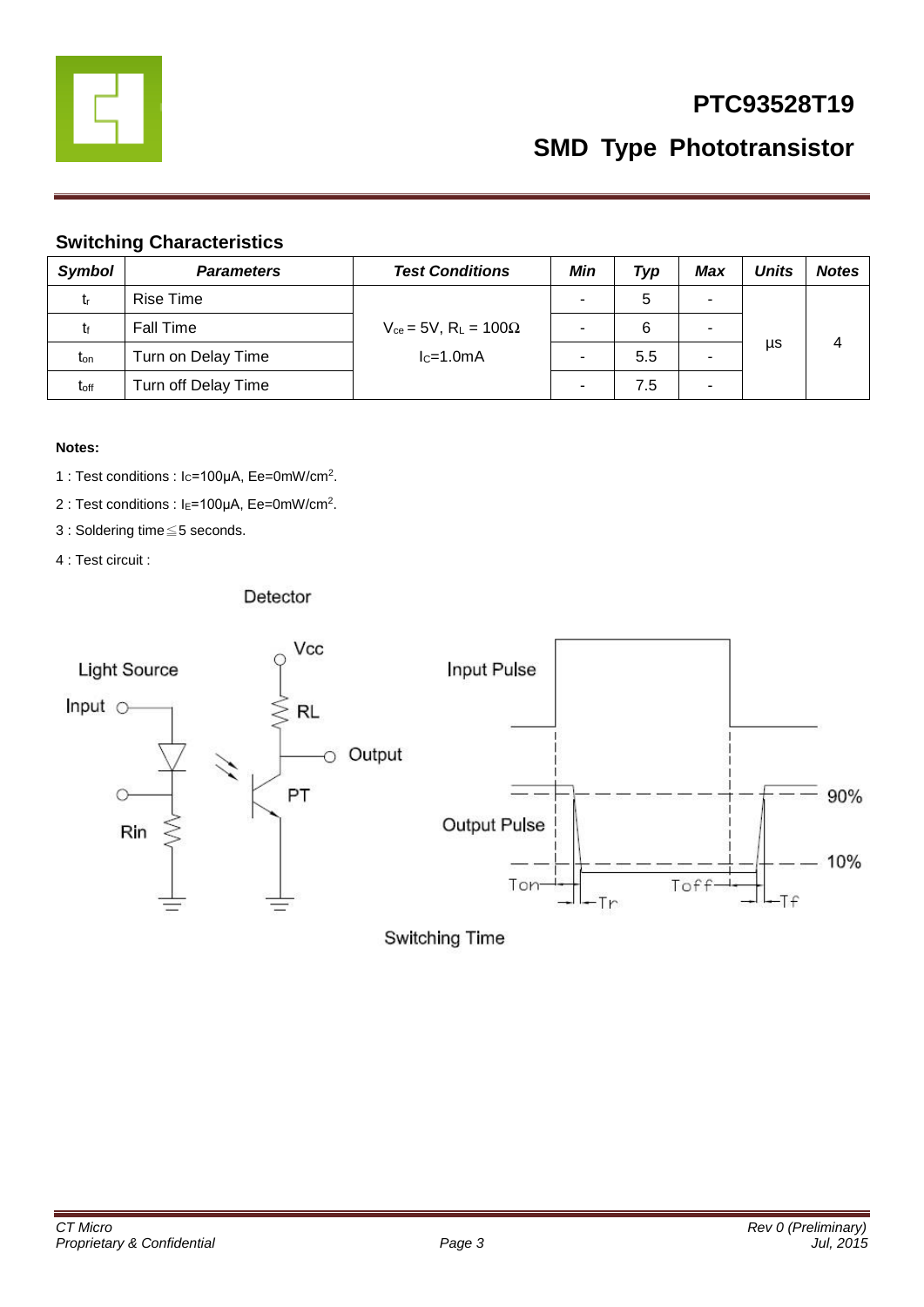## Switching Characteristics

| Symbol | Parameters | Test Conditions | Min | Typ | Max | Units | Notes |
|---|---|---|---|---|---|---|---|
| $t_r$ | Rise Time | $V_{ce}$ = 5V, $R_L$ = 100Ω $I_C$=1.0mA | - | 5 | - | µs | 4 |
| $t_f$ | Fall Time | | - | 6 | - | | |
| $t_{on}$ | Turn on Delay Time | | - | 5.5 | - | | |
| $t_{off}$ | Turn off Delay Time | | - | 7.5 | - | | |

**Notes:**

1 : Test conditions : $I_C$=100µA, Ee=0mW/cm$^2$.

2 : Test conditions : $I_E$=100µA, Ee=0mW/cm$^2$.

3 : Soldering time≦5 seconds.

4 : Test circuit :

Detector

Light Source

Input

Rin

Vcc

RL

Output

PT

Input Pulse

Output Pulse

90%

10%

Ton

Tr

Toff

Tf

Switching Time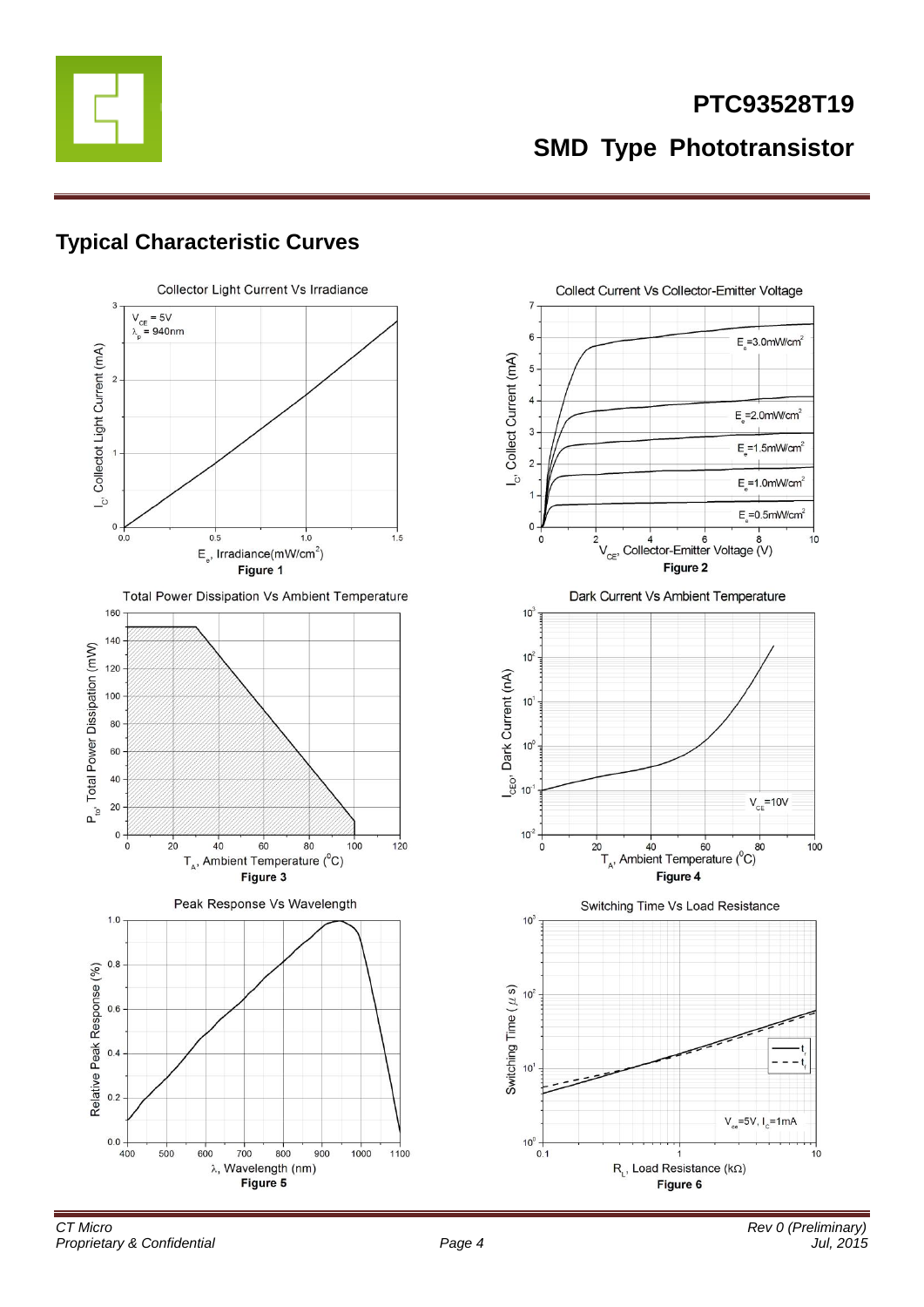## Typical Characteristic Curves

Collector Light Current Vs Irradiance

Figure 1

Collect Current Vs Collector-Emitter Voltage

Figure 2

Total Power Dissipation Vs Ambient Temperature

Figure 3

Dark Current Vs Ambient Temperature

Figure 4

Peak Response Vs Wavelength

Figure 5

Switching Time Vs Load Resistance

Figure 6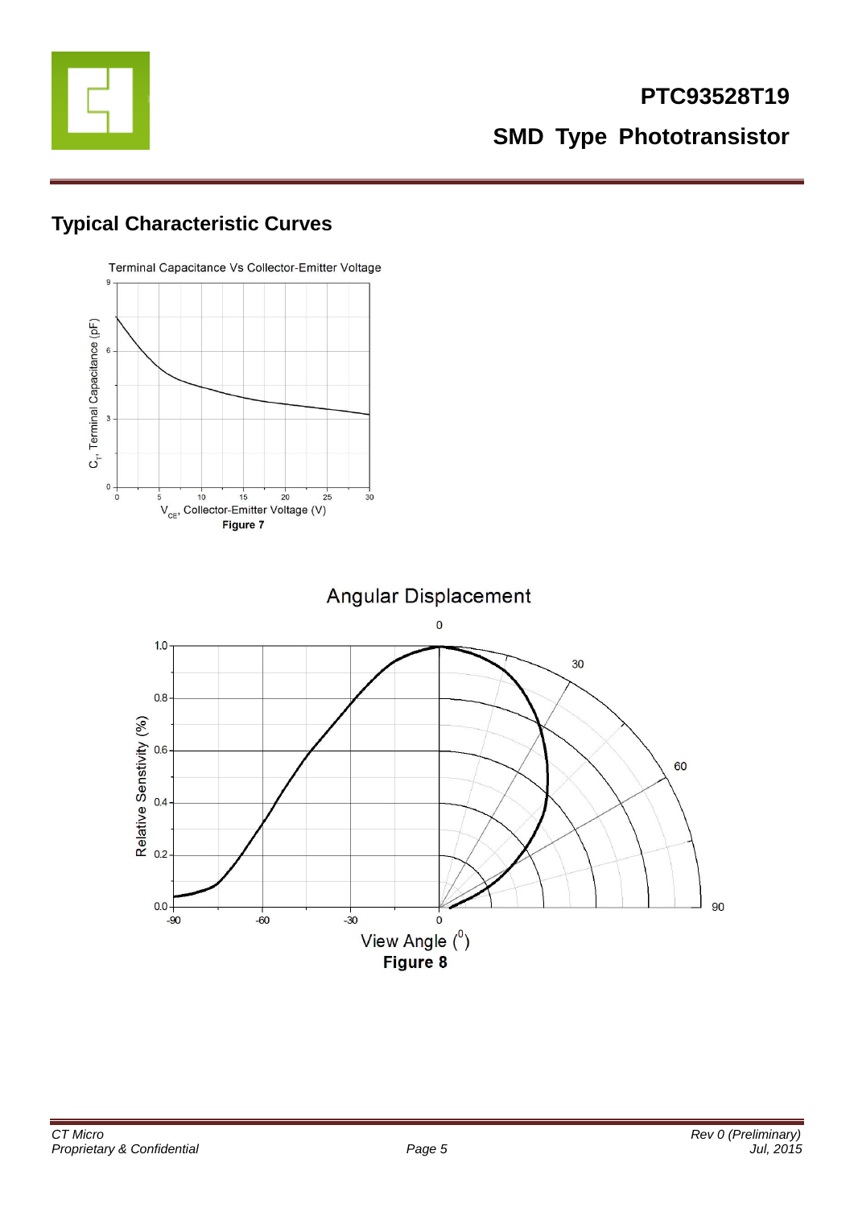## Typical Characteristic Curves

Terminal Capacitance Vs Collector-Emitter Voltage

$C_T$, Terminal Capacitance (pF)

$V_{CE}$, Collector-Emitter Voltage (V)

**Figure 7**

Angular Displacement

Relative Senstivity (%)

View Angle ($^0$)

**Figure 8**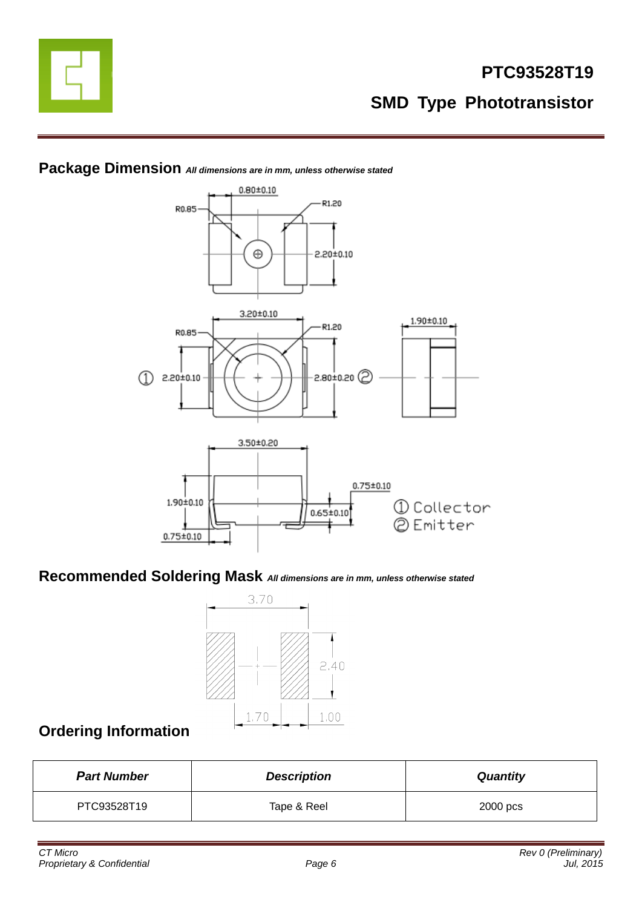## Package Dimension *All dimensions are in mm, unless otherwise stated*

0.80±0.10

R0.85

R1.20

2.20±0.10

3.20±0.10

R0.85

R1.20

1.90±0.10

① 2.20±0.10

2.80±0.20 ②

3.50±0.20

0.75±0.10

1.90±0.10

0.65±0.10

0.75±0.10

① Collector
② Emitter

## Recommended Soldering Mask *All dimensions are in mm, unless otherwise stated*

3.70

2.40

1.70

1.00

## Ordering Information

| *Part Number* | *Description* | *Quantity* |
|---|---|---|
| PTC93528T19 | Tape & Reel | 2000 pcs |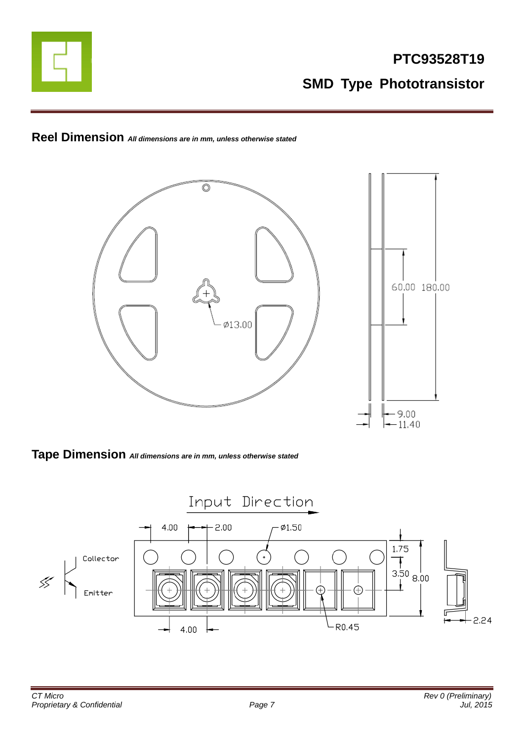## Reel Dimension *All dimensions are in mm, unless otherwise stated*

## Tape Dimension *All dimensions are in mm, unless otherwise stated*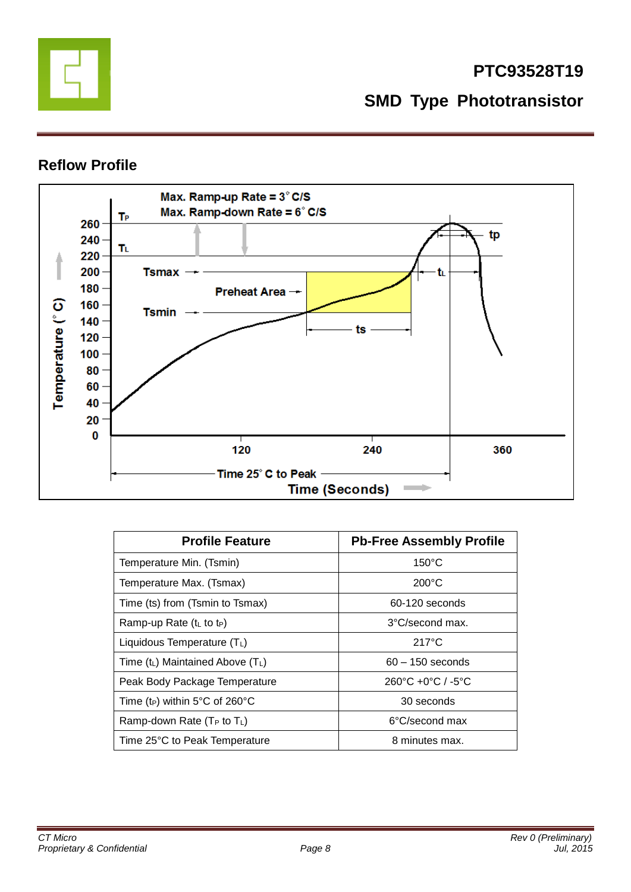## Reflow Profile

| Profile Feature | Pb-Free Assembly Profile |
|---|---|
| Temperature Min. (Tsmin) | 150°C |
| Temperature Max. (Tsmax) | 200°C |
| Time (ts) from (Tsmin to Tsmax) | 60-120 seconds |
| Ramp-up Rate ($t_L$ to $t_P$) | 3°C/second max. |
| Liquidous Temperature ($T_L$) | 217°C |
| Time ($t_L$) Maintained Above ($T_L$) | 60 – 150 seconds |
| Peak Body Package Temperature | 260°C +0°C / -5°C |
| Time ($t_P$) within 5°C of 260°C | 30 seconds |
| Ramp-down Rate ($T_P$ to $T_L$) | 6°C/second max |
| Time 25°C to Peak Temperature | 8 minutes max. |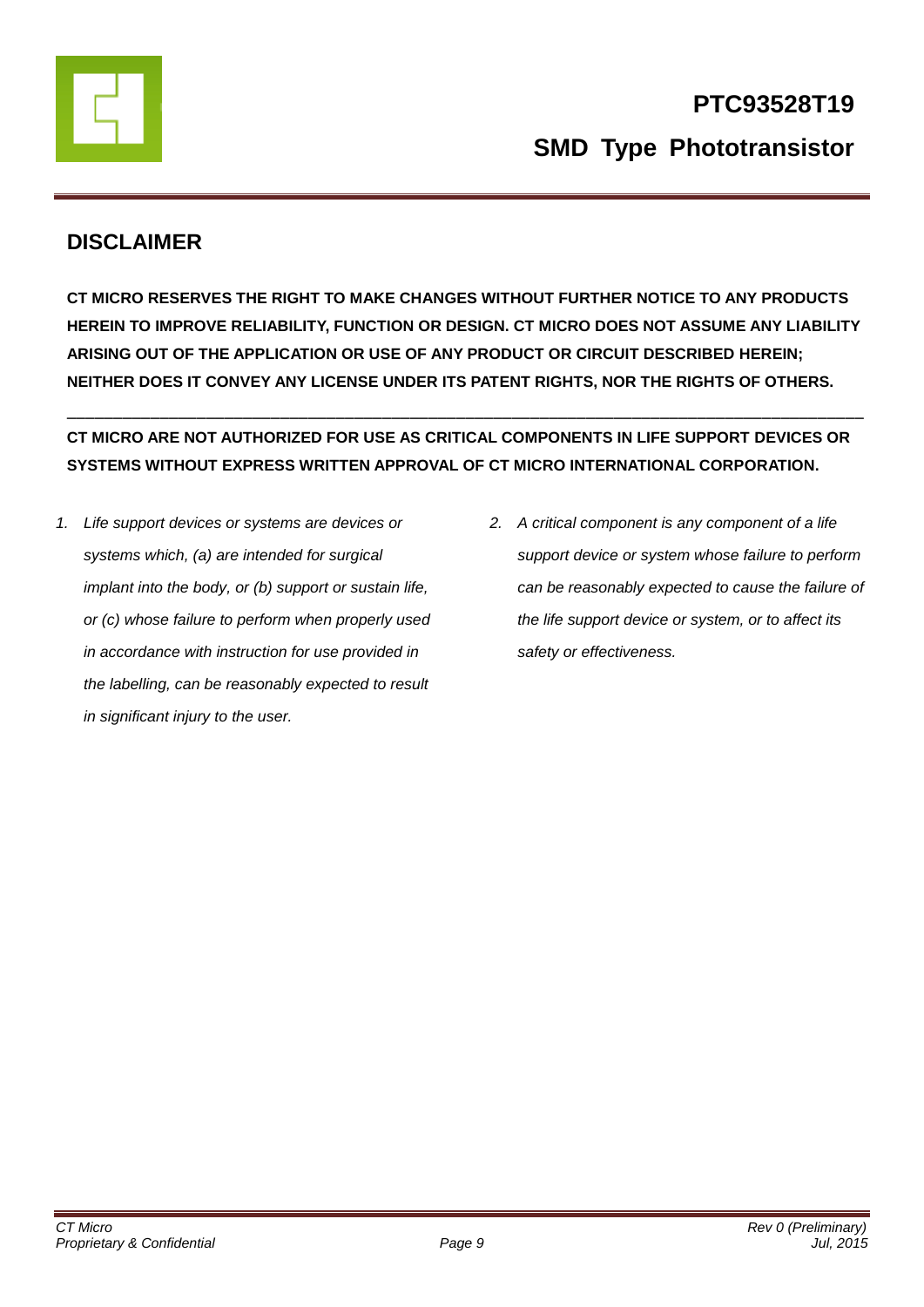## DISCLAIMER

**CT MICRO RESERVES THE RIGHT TO MAKE CHANGES WITHOUT FURTHER NOTICE TO ANY PRODUCTS HEREIN TO IMPROVE RELIABILITY, FUNCTION OR DESIGN. CT MICRO DOES NOT ASSUME ANY LIABILITY ARISING OUT OF THE APPLICATION OR USE OF ANY PRODUCT OR CIRCUIT DESCRIBED HEREIN; NEITHER DOES IT CONVEY ANY LICENSE UNDER ITS PATENT RIGHTS, NOR THE RIGHTS OF OTHERS.**

---

**CT MICRO ARE NOT AUTHORIZED FOR USE AS CRITICAL COMPONENTS IN LIFE SUPPORT DEVICES OR SYSTEMS WITHOUT EXPRESS WRITTEN APPROVAL OF CT MICRO INTERNATIONAL CORPORATION.**

1. *Life support devices or systems are devices or systems which, (a) are intended for surgical implant into the body, or (b) support or sustain life, or (c) whose failure to perform when properly used in accordance with instruction for use provided in the labelling, can be reasonably expected to result in significant injury to the user.*
2. *A critical component is any component of a life support device or system whose failure to perform can be reasonably expected to cause the failure of the life support device or system, or to affect its safety or effectiveness.*